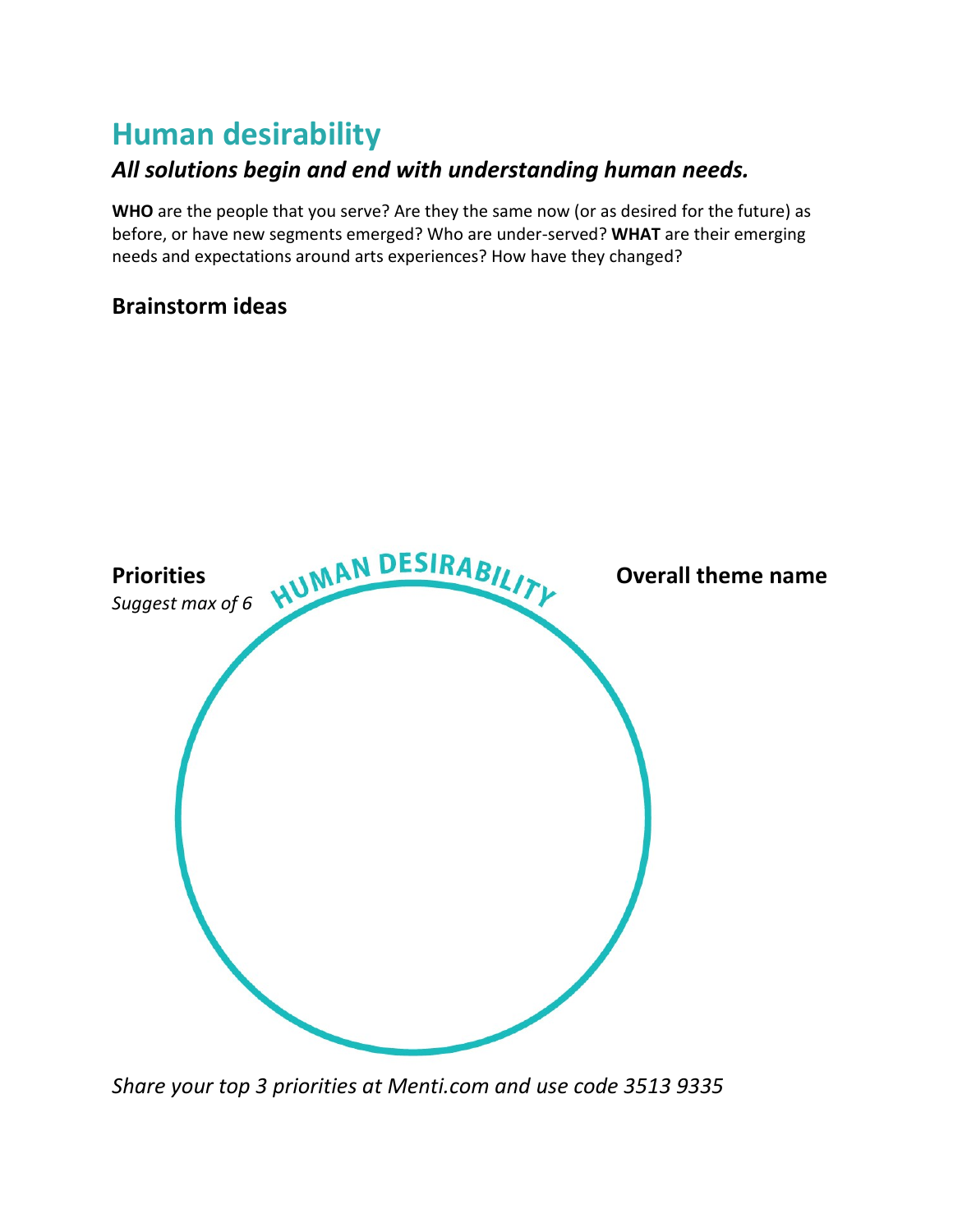# Human desirability

### *All solutions begin and end with understanding human needs.*

**WHO** are the people that you serve? Are they the same now (or as desired for the future) as before, or have new segments emerged? Who are under-served? **WHAT** are their emerging needs and expectations around arts experiences? How have they changed?

## Brainstorm ideas

**Priorities**
*Suggest max of 6*

HUMAN DESIRABILITY

**Overall theme name**

*Share your top 3 priorities at Menti.com and use code 3513 9335*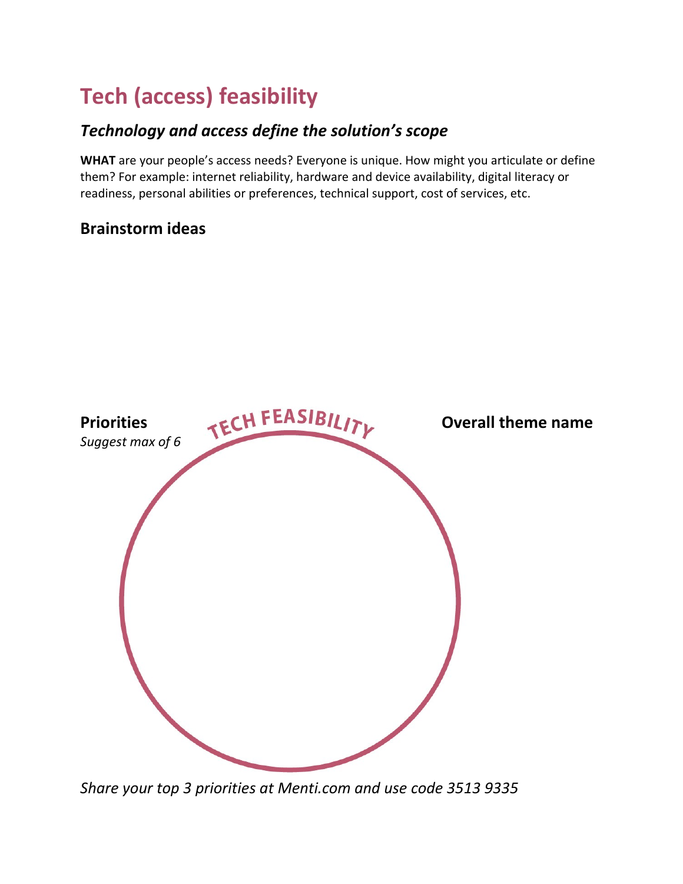# Tech (access) feasibility

## *Technology and access define the solution's scope*

**WHAT** are your people's access needs? Everyone is unique. How might you articulate or define them? For example: internet reliability, hardware and device availability, digital literacy or readiness, personal abilities or preferences, technical support, cost of services, etc.

### Brainstorm ideas

### Priorities

*Suggest max of 6*

TECH FEASIBILITY

### Overall theme name

*Share your top 3 priorities at Menti.com and use code 3513 9335*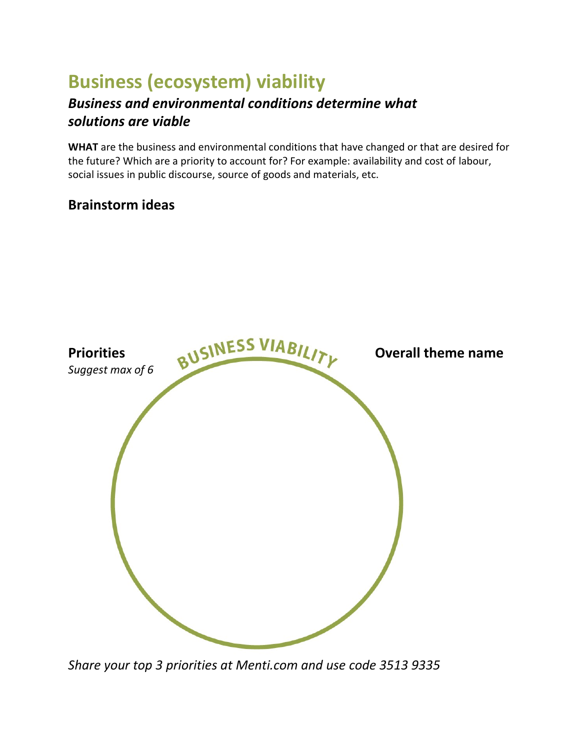# Business (ecosystem) viability

### *Business and environmental conditions determine what solutions are viable*

**WHAT** are the business and environmental conditions that have changed or that are desired for the future? Which are a priority to account for? For example: availability and cost of labour, social issues in public discourse, source of goods and materials, etc.

## Brainstorm ideas

**Priorities**
*Suggest max of 6*

BUSINESS VIABILITY

**Overall theme name**

*Share your top 3 priorities at Menti.com and use code 3513 9335*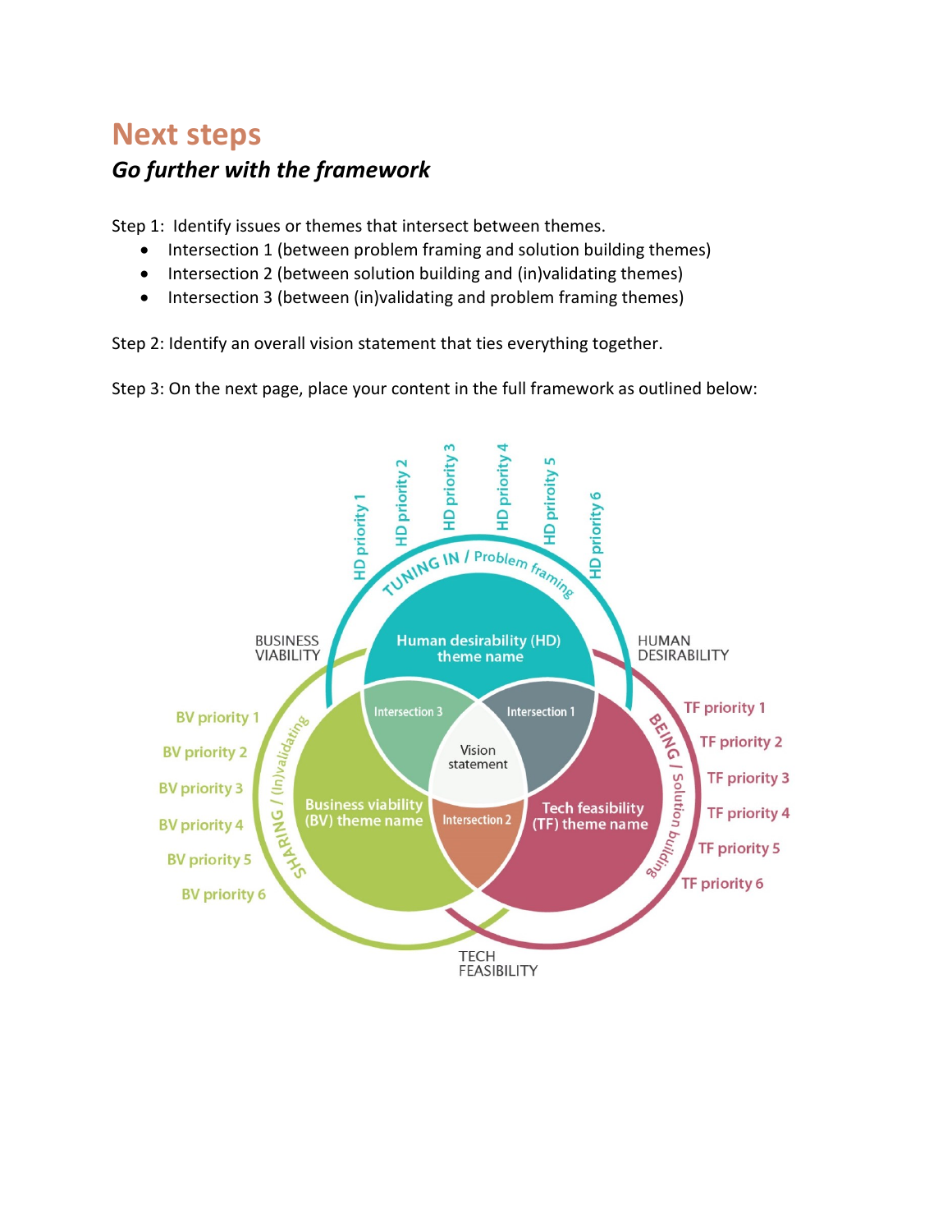# Next steps

## *Go further with the framework*

Step 1: Identify issues or themes that intersect between themes.

- Intersection 1 (between problem framing and solution building themes)
- Intersection 2 (between solution building and (in)validating themes)
- Intersection 3 (between (in)validating and problem framing themes)

Step 2: Identify an overall vision statement that ties everything together.

Step 3: On the next page, place your content in the full framework as outlined below:

HD priority 1
HD priority 2
HD priority 3
HD priority 4
HD priority 5
HD priority 6

TUNING IN / Problem framing

BUSINESS VIABILITY

HUMAN DESIRABILITY

Human desirability (HD) theme name

Intersection 3

Intersection 1

Vision statement

BV priority 1
BV priority 2
BV priority 3
BV priority 4
BV priority 5
BV priority 6

SHARING / (In)validating

Business viability (BV) theme name

Intersection 2

Tech feasibility (TF) theme name

BEING / Solution building

TF priority 1
TF priority 2
TF priority 3
TF priority 4
TF priority 5
TF priority 6

TECH FEASIBILITY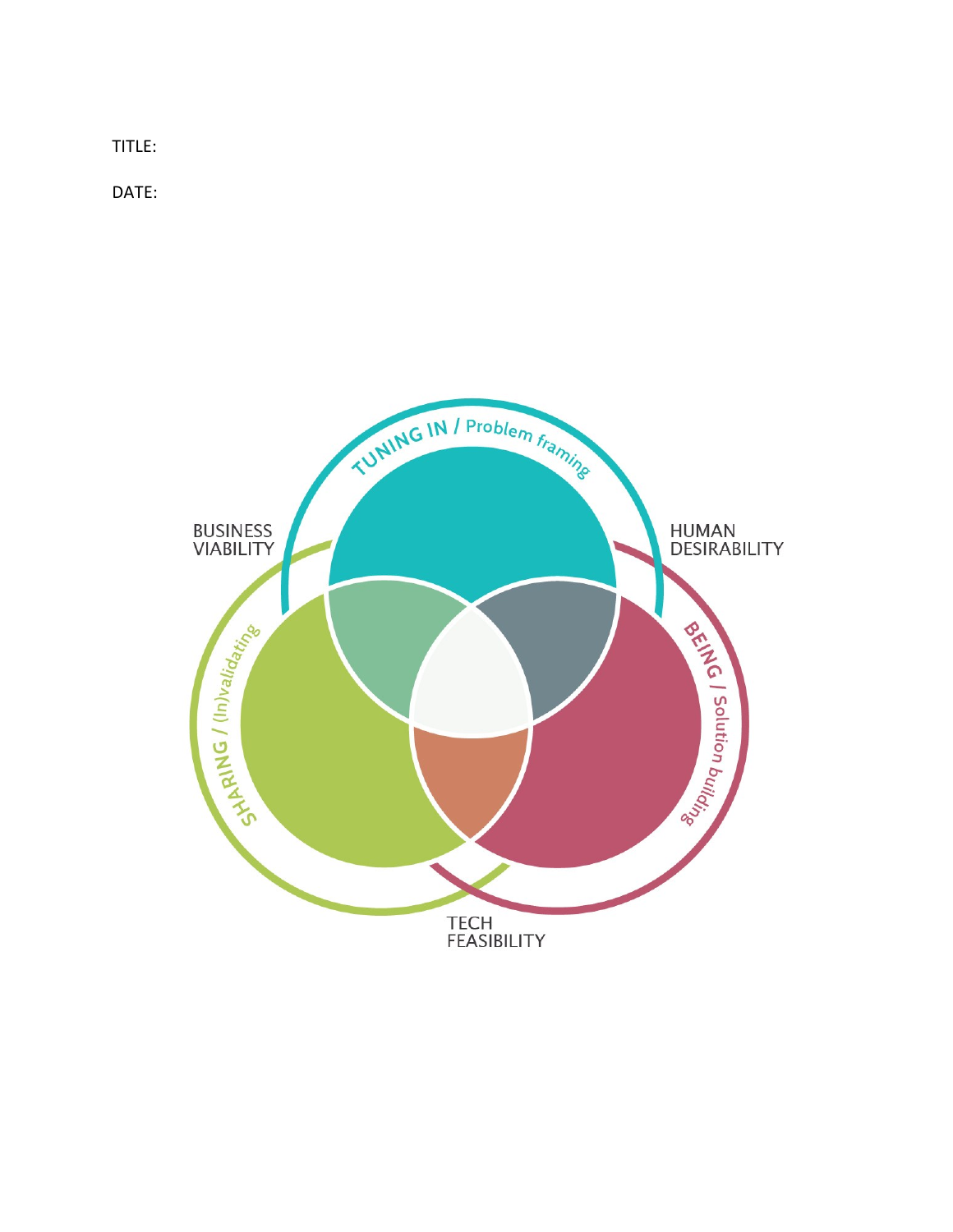TITLE:

DATE:

TUNING IN / Problem framing

BUSINESS
VIABILITY

HUMAN
DESIRABILITY

SHARING / (In)validating

BEING / Solution building

TECH
FEASIBILITY